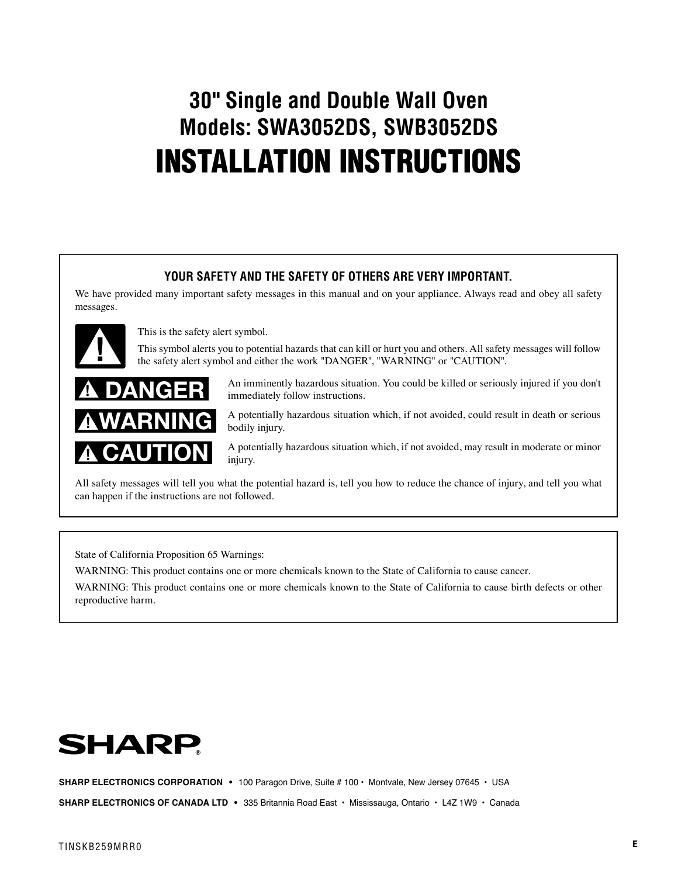# 30" Single and Double Wall Oven
## Models: SWA3052DS, SWB3052DS
# INSTALLATION INSTRUCTIONS

### YOUR SAFETY AND THE SAFETY OF OTHERS ARE VERY IMPORTANT.

We have provided many important safety messages in this manual and on your appliance. Always read and obey all safety messages.

This is the safety alert symbol.

This symbol alerts you to potential hazards that can kill or hurt you and others. All safety messages will follow the safety alert symbol and either the work "DANGER", "WARNING" or "CAUTION".

**⚠ DANGER** An imminently hazardous situation. You could be killed or seriously injured if you don't immediately follow instructions.

**⚠ WARNING** A potentially hazardous situation which, if not avoided, could result in death or serious bodily injury.

**⚠ CAUTION** A potentially hazardous situation which, if not avoided, may result in moderate or minor injury.

All safety messages will tell you what the potential hazard is, tell you how to reduce the chance of injury, and tell you what can happen if the instructions are not followed.

State of California Proposition 65 Warnings:

WARNING: This product contains one or more chemicals known to the State of California to cause cancer.

WARNING: This product contains one or more chemicals known to the State of California to cause birth defects or other reproductive harm.

SHARP®

**SHARP ELECTRONICS CORPORATION** • 100 Paragon Drive, Suite # 100 • Montvale, New Jersey 07645 • USA

**SHARP ELECTRONICS OF CANADA LTD** • 335 Britannia Road East • Mississauga, Ontario • L4Z 1W9 • Canada

TINSKB259MRR0

E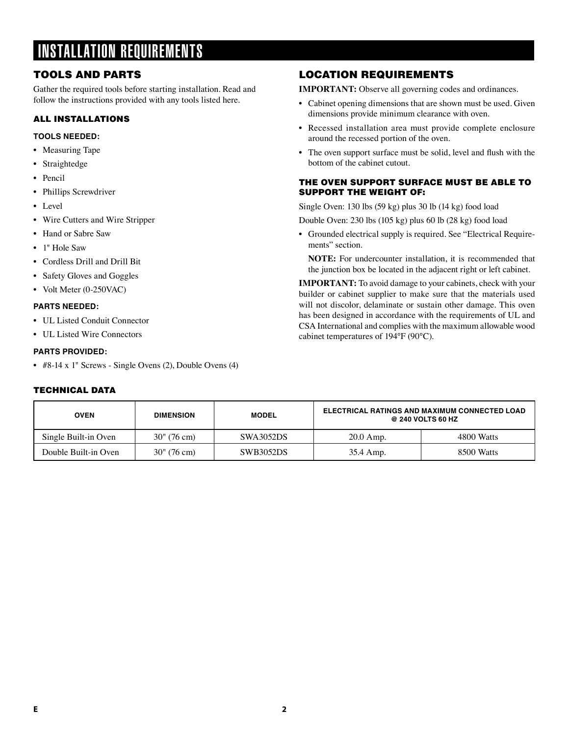# INSTALLATION REQUIREMENTS

## TOOLS AND PARTS

Gather the required tools before starting installation. Read and follow the instructions provided with any tools listed here.

### ALL INSTALLATIONS

**TOOLS NEEDED:**

- Measuring Tape
- Straightedge
- Pencil
- Phillips Screwdriver
- Level
- Wire Cutters and Wire Stripper
- Hand or Sabre Saw
- 1" Hole Saw
- Cordless Drill and Drill Bit
- Safety Gloves and Goggles
- Volt Meter (0-250VAC)

**PARTS NEEDED:**

- UL Listed Conduit Connector
- UL Listed Wire Connectors

**PARTS PROVIDED:**

- #8-14 x 1" Screws - Single Ovens (2), Double Ovens (4)

## LOCATION REQUIREMENTS

**IMPORTANT:** Observe all governing codes and ordinances.

- Cabinet opening dimensions that are shown must be used. Given dimensions provide minimum clearance with oven.
- Recessed installation area must provide complete enclosure around the recessed portion of the oven.
- The oven support surface must be solid, level and flush with the bottom of the cabinet cutout.

### THE OVEN SUPPORT SURFACE MUST BE ABLE TO SUPPORT THE WEIGHT OF:

Single Oven: 130 lbs (59 kg) plus 30 lb (14 kg) food load

Double Oven: 230 lbs (105 kg) plus 60 lb (28 kg) food load

- Grounded electrical supply is required. See "Electrical Requirements" section.

  **NOTE:** For undercounter installation, it is recommended that the junction box be located in the adjacent right or left cabinet.

**IMPORTANT:** To avoid damage to your cabinets, check with your builder or cabinet supplier to make sure that the materials used will not discolor, delaminate or sustain other damage. This oven has been designed in accordance with the requirements of UL and CSA International and complies with the maximum allowable wood cabinet temperatures of 194°F (90°C).

### TECHNICAL DATA

| OVEN | DIMENSION | MODEL | ELECTRICAL RATINGS AND MAXIMUM CONNECTED LOAD @ 240 VOLTS 60 HZ | |
|---|---|---|---|---|
| Single Built-in Oven | 30" (76 cm) | SWA3052DS | 20.0 Amp. | 4800 Watts |
| Double Built-in Oven | 30" (76 cm) | SWB3052DS | 35.4 Amp. | 8500 Watts |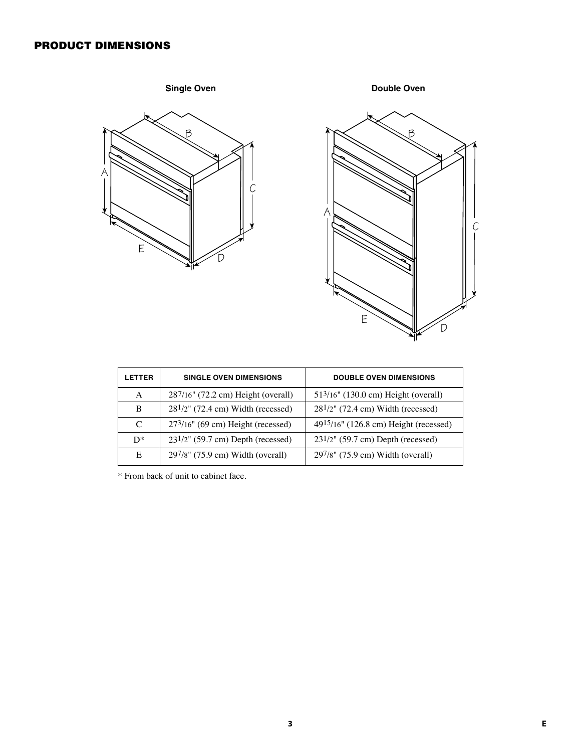## PRODUCT DIMENSIONS

**Single Oven** **Double Oven**

| LETTER | SINGLE OVEN DIMENSIONS | DOUBLE OVEN DIMENSIONS |
| --- | --- | --- |
| A | 28 7/16" (72.2 cm) Height (overall) | 51 3/16" (130.0 cm) Height (overall) |
| B | 28 1/2" (72.4 cm) Width (recessed) | 28 1/2" (72.4 cm) Width (recessed) |
| C | 27 3/16" (69 cm) Height (recessed) | 49 15/16" (126.8 cm) Height (recessed) |
| D* | 23 1/2" (59.7 cm) Depth (recessed) | 23 1/2" (59.7 cm) Depth (recessed) |
| E | 29 7/8" (75.9 cm) Width (overall) | 29 7/8" (75.9 cm) Width (overall) |

* From back of unit to cabinet face.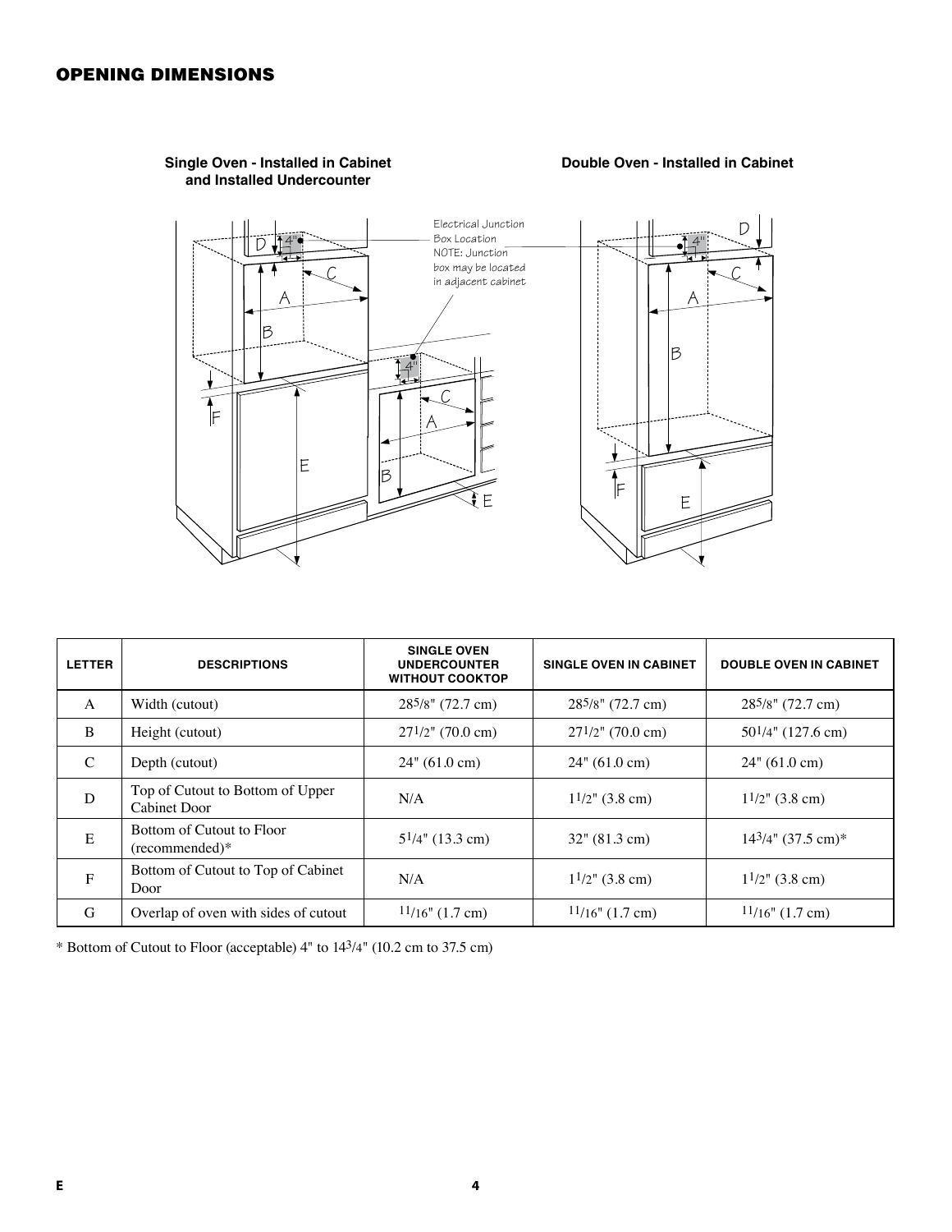## OPENING DIMENSIONS

**Single Oven - Installed in Cabinet and Installed Undercounter**

**Double Oven - Installed in Cabinet**

Electrical Junction Box Location
NOTE: Junction box may be located in adjacent cabinet

| LETTER | DESCRIPTIONS | SINGLE OVEN UNDERCOUNTER WITHOUT COOKTOP | SINGLE OVEN IN CABINET | DOUBLE OVEN IN CABINET |
|---|---|---|---|---|
| A | Width (cutout) | 28⅝" (72.7 cm) | 28⅝" (72.7 cm) | 28⅝" (72.7 cm) |
| B | Height (cutout) | 27½" (70.0 cm) | 27½" (70.0 cm) | 50¼" (127.6 cm) |
| C | Depth (cutout) | 24" (61.0 cm) | 24" (61.0 cm) | 24" (61.0 cm) |
| D | Top of Cutout to Bottom of Upper Cabinet Door | N/A | 1½" (3.8 cm) | 1½" (3.8 cm) |
| E | Bottom of Cutout to Floor (recommended)* | 5¼" (13.3 cm) | 32" (81.3 cm) | 14¾" (37.5 cm)* |
| F | Bottom of Cutout to Top of Cabinet Door | N/A | 1½" (3.8 cm) | 1½" (3.8 cm) |
| G | Overlap of oven with sides of cutout | 11/16" (1.7 cm) | 11/16" (1.7 cm) | 11/16" (1.7 cm) |

* Bottom of Cutout to Floor (acceptable) 4" to 14¾" (10.2 cm to 37.5 cm)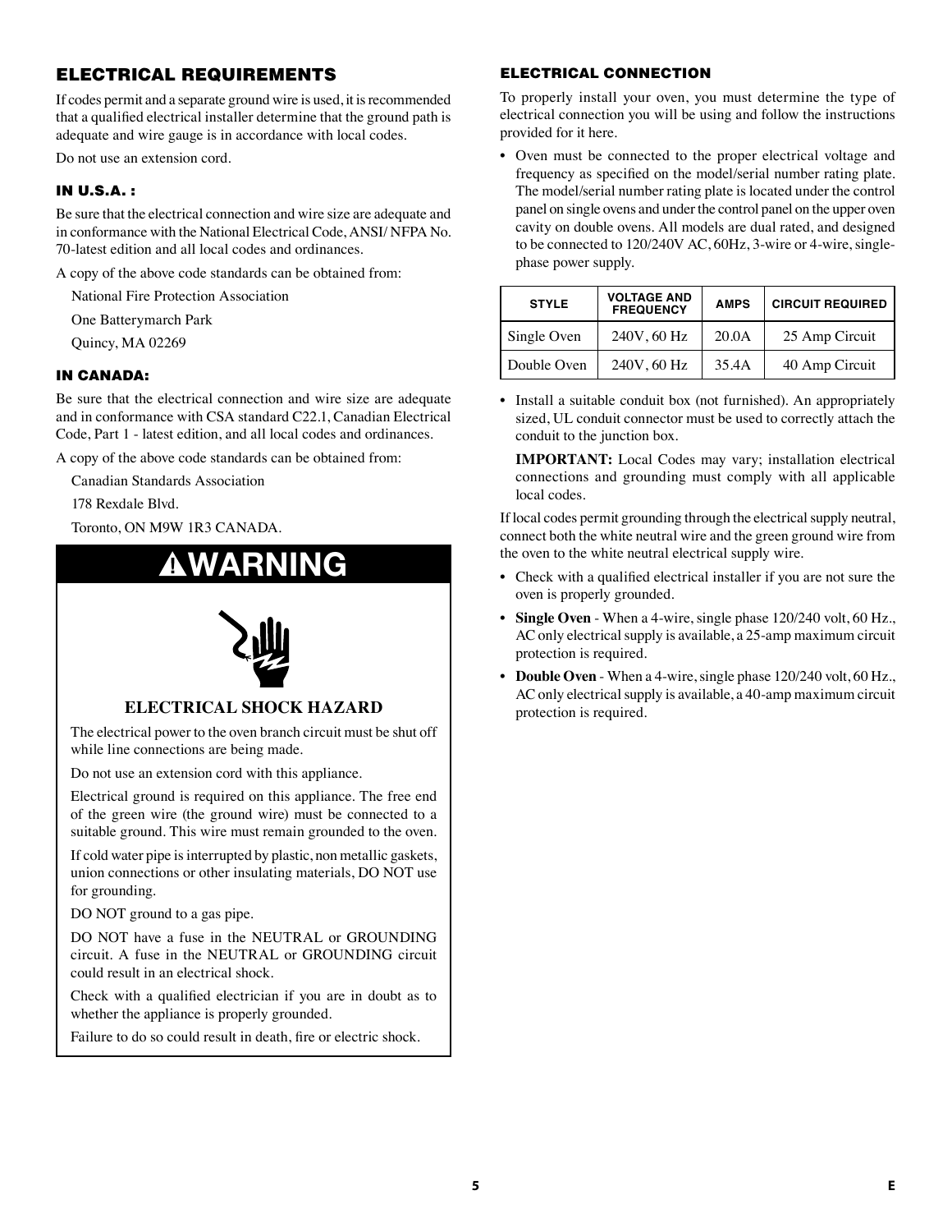## ELECTRICAL REQUIREMENTS

If codes permit and a separate ground wire is used, it is recommended that a qualified electrical installer determine that the ground path is adequate and wire gauge is in accordance with local codes.

Do not use an extension cord.

### IN U.S.A. :

Be sure that the electrical connection and wire size are adequate and in conformance with the National Electrical Code, ANSI/ NFPA No. 70-latest edition and all local codes and ordinances.

A copy of the above code standards can be obtained from:

National Fire Protection Association

One Batterymarch Park

Quincy, MA 02269

### IN CANADA:

Be sure that the electrical connection and wire size are adequate and in conformance with CSA standard C22.1, Canadian Electrical Code, Part 1 - latest edition, and all local codes and ordinances.

A copy of the above code standards can be obtained from:

Canadian Standards Association

178 Rexdale Blvd.

Toronto, ON M9W 1R3 CANADA.

## ⚠WARNING

**ELECTRICAL SHOCK HAZARD**

The electrical power to the oven branch circuit must be shut off while line connections are being made.

Do not use an extension cord with this appliance.

Electrical ground is required on this appliance. The free end of the green wire (the ground wire) must be connected to a suitable ground. This wire must remain grounded to the oven.

If cold water pipe is interrupted by plastic, non metallic gaskets, union connections or other insulating materials, DO NOT use for grounding.

DO NOT ground to a gas pipe.

DO NOT have a fuse in the NEUTRAL or GROUNDING circuit. A fuse in the NEUTRAL or GROUNDING circuit could result in an electrical shock.

Check with a qualified electrician if you are in doubt as to whether the appliance is properly grounded.

Failure to do so could result in death, fire or electric shock.

### ELECTRICAL CONNECTION

To properly install your oven, you must determine the type of electrical connection you will be using and follow the instructions provided for it here.

- Oven must be connected to the proper electrical voltage and frequency as specified on the model/serial number rating plate. The model/serial number rating plate is located under the control panel on single ovens and under the control panel on the upper oven cavity on double ovens. All models are dual rated, and designed to be connected to 120/240V AC, 60Hz, 3-wire or 4-wire, single-phase power supply.

| STYLE | VOLTAGE AND FREQUENCY | AMPS | CIRCUIT REQUIRED |
|---|---|---|---|
| Single Oven | 240V, 60 Hz | 20.0A | 25 Amp Circuit |
| Double Oven | 240V, 60 Hz | 35.4A | 40 Amp Circuit |

- Install a suitable conduit box (not furnished). An appropriately sized, UL conduit connector must be used to correctly attach the conduit to the junction box.

  **IMPORTANT:** Local Codes may vary; installation electrical connections and grounding must comply with all applicable local codes.

If local codes permit grounding through the electrical supply neutral, connect both the white neutral wire and the green ground wire from the oven to the white neutral electrical supply wire.

- Check with a qualified electrical installer if you are not sure the oven is properly grounded.
- **Single Oven** - When a 4-wire, single phase 120/240 volt, 60 Hz., AC only electrical supply is available, a 25-amp maximum circuit protection is required.
- **Double Oven** - When a 4-wire, single phase 120/240 volt, 60 Hz., AC only electrical supply is available, a 40-amp maximum circuit protection is required.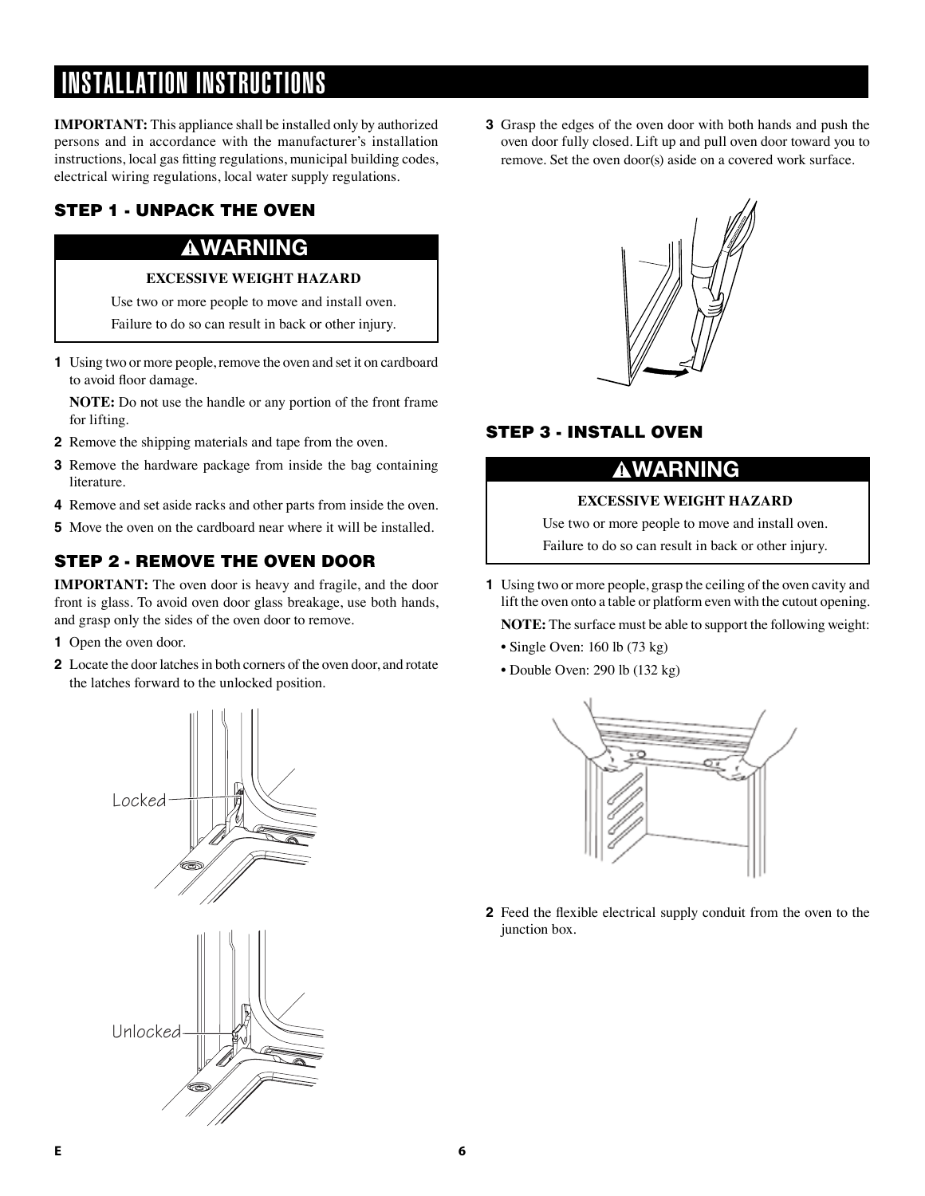# INSTALLATION INSTRUCTIONS

**IMPORTANT:** This appliance shall be installed only by authorized persons and in accordance with the manufacturer's installation instructions, local gas fitting regulations, municipal building codes, electrical wiring regulations, local water supply regulations.

### STEP 1 - UNPACK THE OVEN

> **⚠WARNING**
>
> **EXCESSIVE WEIGHT HAZARD**
>
> Use two or more people to move and install oven.
>
> Failure to do so can result in back or other injury.

1. Using two or more people, remove the oven and set it on cardboard to avoid floor damage.

   **NOTE:** Do not use the handle or any portion of the front frame for lifting.
2. Remove the shipping materials and tape from the oven.
3. Remove the hardware package from inside the bag containing literature.
4. Remove and set aside racks and other parts from inside the oven.
5. Move the oven on the cardboard near where it will be installed.

### STEP 2 - REMOVE THE OVEN DOOR

**IMPORTANT:** The oven door is heavy and fragile, and the door front is glass. To avoid oven door glass breakage, use both hands, and grasp only the sides of the oven door to remove.

1. Open the oven door.
2. Locate the door latches in both corners of the oven door, and rotate the latches forward to the unlocked position.

Locked

Unlocked

3. Grasp the edges of the oven door with both hands and push the oven door fully closed. Lift up and pull oven door toward you to remove. Set the oven door(s) aside on a covered work surface.

### STEP 3 - INSTALL OVEN

> **⚠WARNING**
>
> **EXCESSIVE WEIGHT HAZARD**
>
> Use two or more people to move and install oven.
>
> Failure to do so can result in back or other injury.

1. Using two or more people, grasp the ceiling of the oven cavity and lift the oven onto a table or platform even with the cutout opening.

   **NOTE:** The surface must be able to support the following weight:
   - Single Oven: 160 lb (73 kg)
   - Double Oven: 290 lb (132 kg)
2. Feed the flexible electrical supply conduit from the oven to the junction box.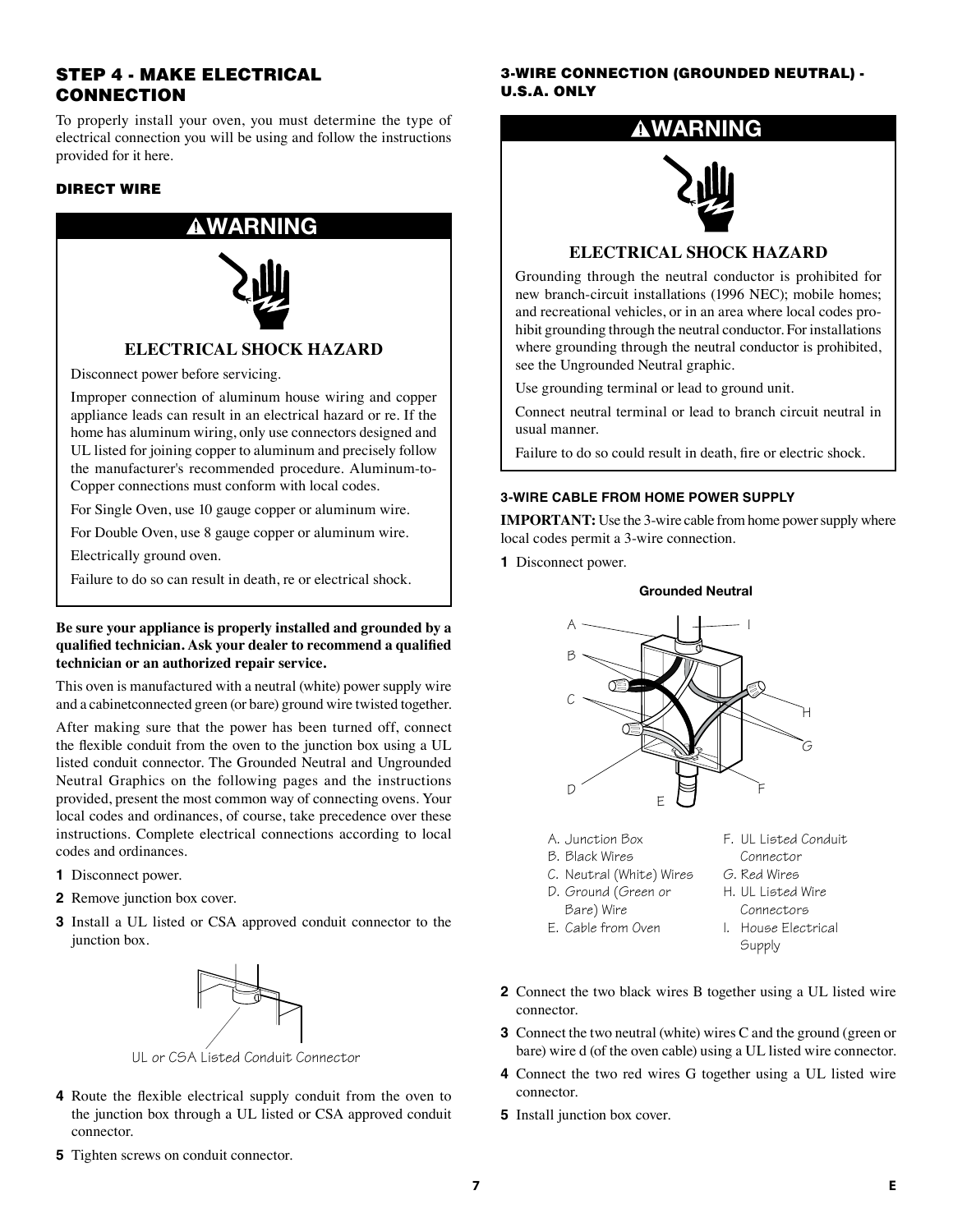## STEP 4 - MAKE ELECTRICAL CONNECTION

To properly install your oven, you must determine the type of electrical connection you will be using and follow the instructions provided for it here.

### DIRECT WIRE

**⚠WARNING**

**ELECTRICAL SHOCK HAZARD**

Disconnect power before servicing.

Improper connection of aluminum house wiring and copper appliance leads can result in an electrical hazard or re. If the home has aluminum wiring, only use connectors designed and UL listed for joining copper to aluminum and precisely follow the manufacturer's recommended procedure. Aluminum-to-Copper connections must conform with local codes.

For Single Oven, use 10 gauge copper or aluminum wire.

For Double Oven, use 8 gauge copper or aluminum wire.

Electrically ground oven.

Failure to do so can result in death, re or electrical shock.

**Be sure your appliance is properly installed and grounded by a qualified technician. Ask your dealer to recommend a qualified technician or an authorized repair service.**

This oven is manufactured with a neutral (white) power supply wire and a cabinetconnected green (or bare) ground wire twisted together.

After making sure that the power has been turned off, connect the flexible conduit from the oven to the junction box using a UL listed conduit connector. The Grounded Neutral and Ungrounded Neutral Graphics on the following pages and the instructions provided, present the most common way of connecting ovens. Your local codes and ordinances, of course, take precedence over these instructions. Complete electrical connections according to local codes and ordinances.

1. Disconnect power.
2. Remove junction box cover.
3. Install a UL listed or CSA approved conduit connector to the junction box.

UL or CSA Listed Conduit Connector

4. Route the flexible electrical supply conduit from the oven to the junction box through a UL listed or CSA approved conduit connector.
5. Tighten screws on conduit connector.

### 3-WIRE CONNECTION (GROUNDED NEUTRAL) - U.S.A. ONLY

**⚠WARNING**

**ELECTRICAL SHOCK HAZARD**

Grounding through the neutral conductor is prohibited for new branch-circuit installations (1996 NEC); mobile homes; and recreational vehicles, or in an area where local codes prohibit grounding through the neutral conductor. For installations where grounding through the neutral conductor is prohibited, see the Ungrounded Neutral graphic.

Use grounding terminal or lead to ground unit.

Connect neutral terminal or lead to branch circuit neutral in usual manner.

Failure to do so could result in death, fire or electric shock.

#### 3-WIRE CABLE FROM HOME POWER SUPPLY

**IMPORTANT:** Use the 3-wire cable from home power supply where local codes permit a 3-wire connection.

1. Disconnect power.

**Grounded Neutral**

A. Junction Box
B. Black Wires
C. Neutral (White) Wires
D. Ground (Green or Bare) Wire
E. Cable from Oven
F. UL Listed Conduit Connector
G. Red Wires
H. UL Listed Wire Connectors
I. House Electrical Supply

2. Connect the two black wires B together using a UL listed wire connector.
3. Connect the two neutral (white) wires C and the ground (green or bare) wire d (of the oven cable) using a UL listed wire connector.
4. Connect the two red wires G together using a UL listed wire connector.
5. Install junction box cover.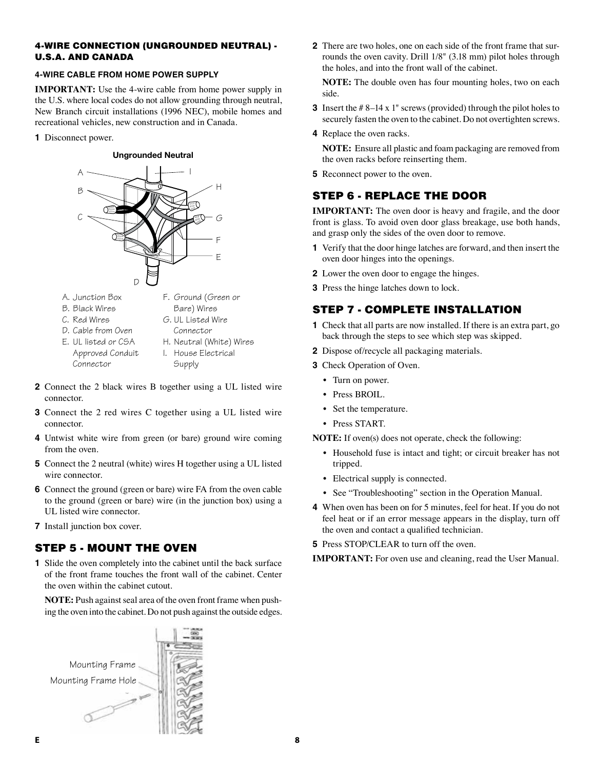### 4-WIRE CONNECTION (UNGROUNDED NEUTRAL) - U.S.A. AND CANADA

#### 4-WIRE CABLE FROM HOME POWER SUPPLY

**IMPORTANT:** Use the 4-wire cable from home power supply in the U.S. where local codes do not allow grounding through neutral, New Branch circuit installations (1996 NEC), mobile homes and recreational vehicles, new construction and in Canada.

1 Disconnect power.

**Ungrounded Neutral**

A. Junction Box
B. Black Wires
C. Red Wires
D. Cable from Oven
E. UL listed or CSA Approved Conduit Connector
F. Ground (Green or Bare) Wires
G. UL Listed Wire Connector
H. Neutral (White) Wires
I. House Electrical Supply

2 Connect the 2 black wires B together using a UL listed wire connector.

3 Connect the 2 red wires C together using a UL listed wire connector.

4 Untwist white wire from green (or bare) ground wire coming from the oven.

5 Connect the 2 neutral (white) wires H together using a UL listed wire connector.

6 Connect the ground (green or bare) wire FA from the oven cable to the ground (green or bare) wire (in the junction box) using a UL listed wire connector.

7 Install junction box cover.

## STEP 5 - MOUNT THE OVEN

1 Slide the oven completely into the cabinet until the back surface of the front frame touches the front wall of the cabinet. Center the oven within the cabinet cutout.

**NOTE:** Push against seal area of the oven front frame when pushing the oven into the cabinet. Do not push against the outside edges.

Mounting Frame
Mounting Frame Hole

2 There are two holes, one on each side of the front frame that surrounds the oven cavity. Drill 1/8" (3.18 mm) pilot holes through the holes, and into the front wall of the cabinet.

**NOTE:** The double oven has four mounting holes, two on each side.

3 Insert the # 8–14 x 1" screws (provided) through the pilot holes to securely fasten the oven to the cabinet. Do not overtighten screws.

4 Replace the oven racks.

**NOTE:** Ensure all plastic and foam packaging are removed from the oven racks before reinserting them.

5 Reconnect power to the oven.

## STEP 6 - REPLACE THE DOOR

**IMPORTANT:** The oven door is heavy and fragile, and the door front is glass. To avoid oven door glass breakage, use both hands, and grasp only the sides of the oven door to remove.

1 Verify that the door hinge latches are forward, and then insert the oven door hinges into the openings.

2 Lower the oven door to engage the hinges.

3 Press the hinge latches down to lock.

## STEP 7 - COMPLETE INSTALLATION

1 Check that all parts are now installed. If there is an extra part, go back through the steps to see which step was skipped.

2 Dispose of/recycle all packaging materials.

3 Check Operation of Oven.

- Turn on power.
- Press BROIL.
- Set the temperature.
- Press START.

**NOTE:** If oven(s) does not operate, check the following:

- Household fuse is intact and tight; or circuit breaker has not tripped.
- Electrical supply is connected.
- See "Troubleshooting" section in the Operation Manual.

4 When oven has been on for 5 minutes, feel for heat. If you do not feel heat or if an error message appears in the display, turn off the oven and contact a qualified technician.

5 Press STOP/CLEAR to turn off the oven.

**IMPORTANT:** For oven use and cleaning, read the User Manual.